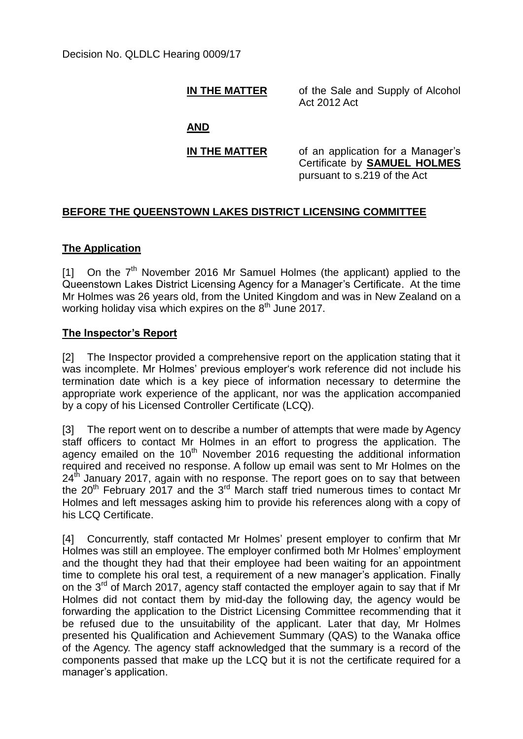Decision No. QLDLC Hearing 0009/17

| | |
|---|---|
| **IN THE MATTER** | of the Sale and Supply of Alcohol Act 2012 Act |
| **AND** | |
| **IN THE MATTER** | of an application for a Manager's Certificate by **SAMUEL HOLMES** pursuant to s.219 of the Act |

## BEFORE THE QUEENSTOWN LAKES DISTRICT LICENSING COMMITTEE

### The Application

[1] On the 7th November 2016 Mr Samuel Holmes (the applicant) applied to the Queenstown Lakes District Licensing Agency for a Manager's Certificate. At the time Mr Holmes was 26 years old, from the United Kingdom and was in New Zealand on a working holiday visa which expires on the 8th June 2017.

### The Inspector's Report

[2] The Inspector provided a comprehensive report on the application stating that it was incomplete. Mr Holmes' previous employer's work reference did not include his termination date which is a key piece of information necessary to determine the appropriate work experience of the applicant, nor was the application accompanied by a copy of his Licensed Controller Certificate (LCQ).

[3] The report went on to describe a number of attempts that were made by Agency staff officers to contact Mr Holmes in an effort to progress the application. The agency emailed on the 10th November 2016 requesting the additional information required and received no response. A follow up email was sent to Mr Holmes on the 24th January 2017, again with no response. The report goes on to say that between the 20th February 2017 and the 3rd March staff tried numerous times to contact Mr Holmes and left messages asking him to provide his references along with a copy of his LCQ Certificate.

[4] Concurrently, staff contacted Mr Holmes' present employer to confirm that Mr Holmes was still an employee. The employer confirmed both Mr Holmes' employment and the thought they had that their employee had been waiting for an appointment time to complete his oral test, a requirement of a new manager's application. Finally on the 3rd of March 2017, agency staff contacted the employer again to say that if Mr Holmes did not contact them by mid-day the following day, the agency would be forwarding the application to the District Licensing Committee recommending that it be refused due to the unsuitability of the applicant. Later that day, Mr Holmes presented his Qualification and Achievement Summary (QAS) to the Wanaka office of the Agency. The agency staff acknowledged that the summary is a record of the components passed that make up the LCQ but it is not the certificate required for a manager's application.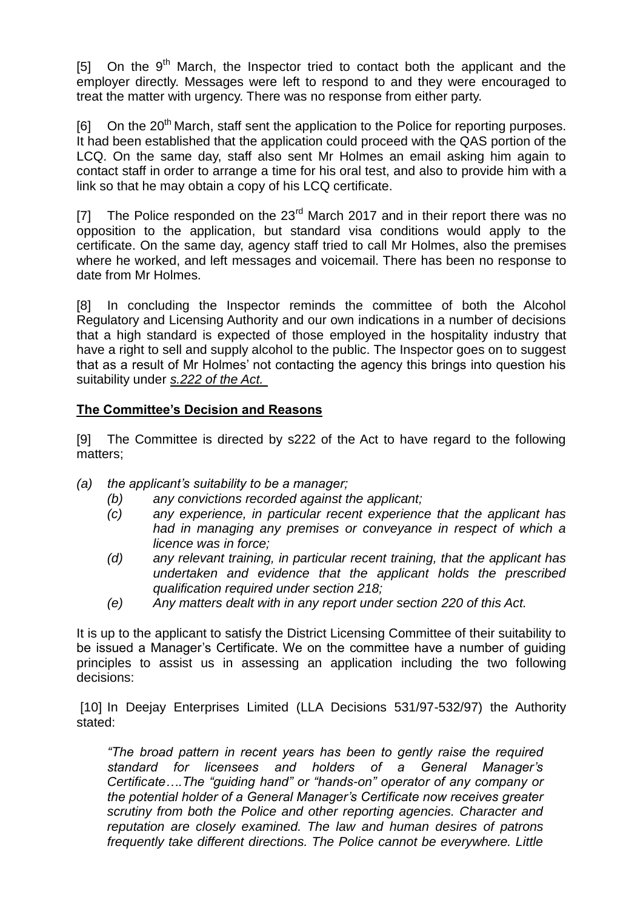[5] On the 9th March, the Inspector tried to contact both the applicant and the employer directly. Messages were left to respond to and they were encouraged to treat the matter with urgency. There was no response from either party.

[6] On the 20th March, staff sent the application to the Police for reporting purposes. It had been established that the application could proceed with the QAS portion of the LCQ. On the same day, staff also sent Mr Holmes an email asking him again to contact staff in order to arrange a time for his oral test, and also to provide him with a link so that he may obtain a copy of his LCQ certificate.

[7] The Police responded on the 23rd March 2017 and in their report there was no opposition to the application, but standard visa conditions would apply to the certificate. On the same day, agency staff tried to call Mr Holmes, also the premises where he worked, and left messages and voicemail. There has been no response to date from Mr Holmes.

[8] In concluding the Inspector reminds the committee of both the Alcohol Regulatory and Licensing Authority and our own indications in a number of decisions that a high standard is expected of those employed in the hospitality industry that have a right to sell and supply alcohol to the public. The Inspector goes on to suggest that as a result of Mr Holmes' not contacting the agency this brings into question his suitability under *s.222 of the Act.*

## The Committee's Decision and Reasons

[9] The Committee is directed by s222 of the Act to have regard to the following matters;

*(a) the applicant's suitability to be a manager;*

- *(b) any convictions recorded against the applicant;*
- *(c) any experience, in particular recent experience that the applicant has had in managing any premises or conveyance in respect of which a licence was in force;*
- *(d) any relevant training, in particular recent training, that the applicant has undertaken and evidence that the applicant holds the prescribed qualification required under section 218;*
- *(e) Any matters dealt with in any report under section 220 of this Act.*

It is up to the applicant to satisfy the District Licensing Committee of their suitability to be issued a Manager's Certificate. We on the committee have a number of guiding principles to assist us in assessing an application including the two following decisions:

[10] In Deejay Enterprises Limited (LLA Decisions 531/97-532/97) the Authority stated:

*"The broad pattern in recent years has been to gently raise the required standard for licensees and holders of a General Manager's Certificate….The "guiding hand" or "hands-on" operator of any company or the potential holder of a General Manager's Certificate now receives greater scrutiny from both the Police and other reporting agencies. Character and reputation are closely examined. The law and human desires of patrons frequently take different directions. The Police cannot be everywhere. Little*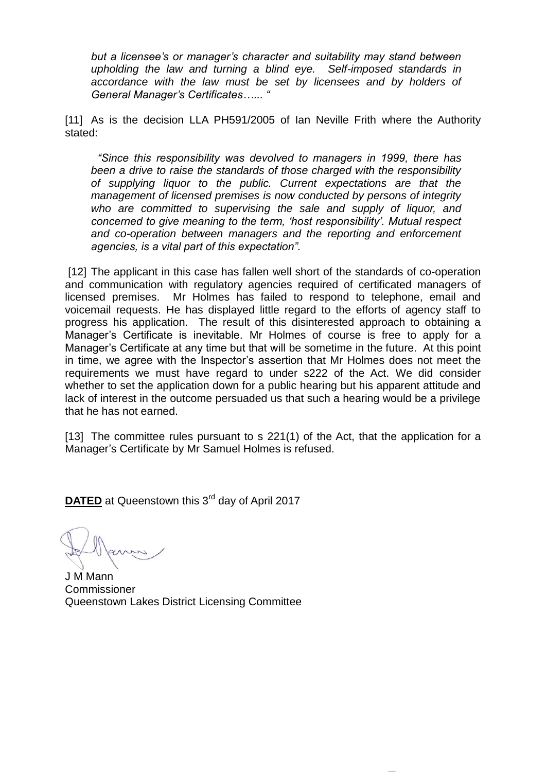*but a licensee's or manager's character and suitability may stand between upholding the law and turning a blind eye. Self-imposed standards in accordance with the law must be set by licensees and by holders of General Manager's Certificates…... "*

[11] As is the decision LLA PH591/2005 of Ian Neville Frith where the Authority stated:

*"Since this responsibility was devolved to managers in 1999, there has been a drive to raise the standards of those charged with the responsibility of supplying liquor to the public. Current expectations are that the management of licensed premises is now conducted by persons of integrity who are committed to supervising the sale and supply of liquor, and concerned to give meaning to the term, 'host responsibility'. Mutual respect and co-operation between managers and the reporting and enforcement agencies, is a vital part of this expectation".*

[12] The applicant in this case has fallen well short of the standards of co-operation and communication with regulatory agencies required of certificated managers of licensed premises. Mr Holmes has failed to respond to telephone, email and voicemail requests. He has displayed little regard to the efforts of agency staff to progress his application. The result of this disinterested approach to obtaining a Manager's Certificate is inevitable. Mr Holmes of course is free to apply for a Manager's Certificate at any time but that will be sometime in the future. At this point in time, we agree with the Inspector's assertion that Mr Holmes does not meet the requirements we must have regard to under s222 of the Act. We did consider whether to set the application down for a public hearing but his apparent attitude and lack of interest in the outcome persuaded us that such a hearing would be a privilege that he has not earned.

[13] The committee rules pursuant to s 221(1) of the Act, that the application for a Manager's Certificate by Mr Samuel Holmes is refused.

**DATED** at Queenstown this 3rd day of April 2017

J M Mann
Commissioner
Queenstown Lakes District Licensing Committee